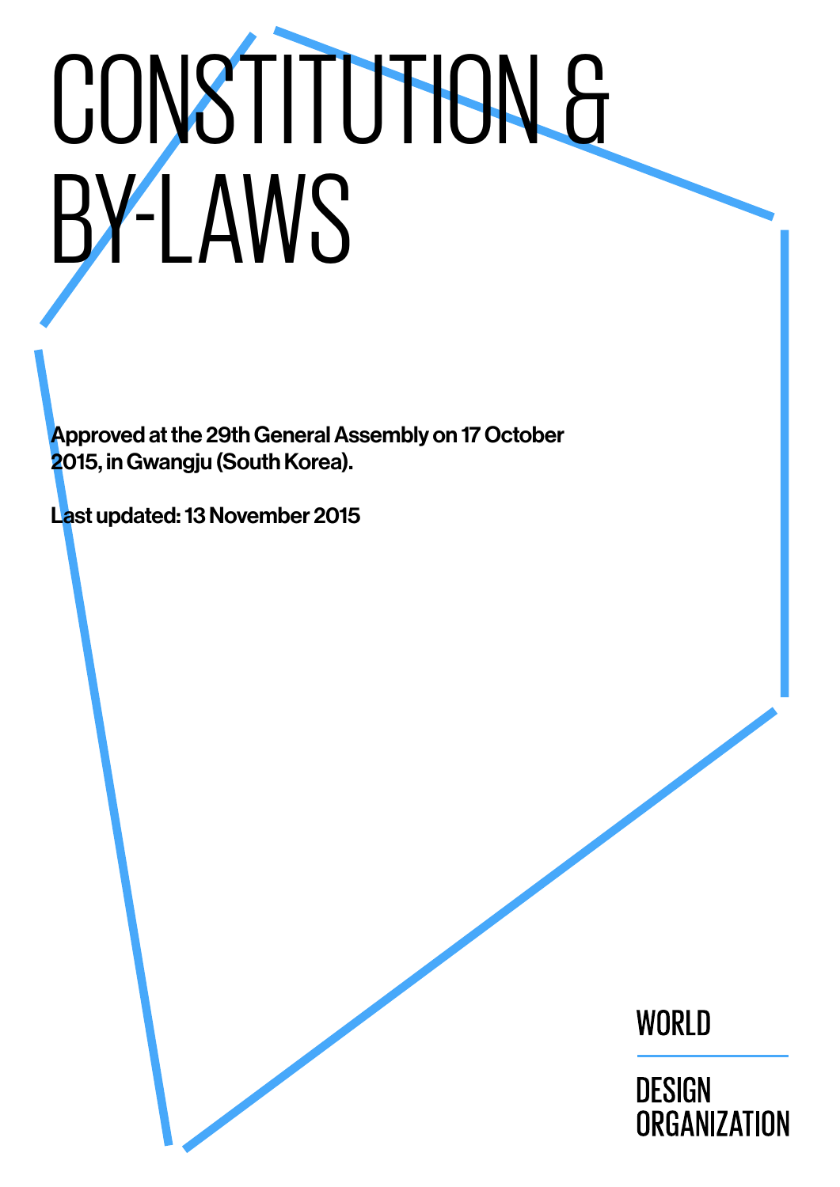# CONSTITUTION & BY-LAWS

**Approved at the 29th General Assembly on 17 October 2015, in Gwangju (South Korea).**

**Last updated: 13 November 2015**

WORLD DESIGN ORGANIZATION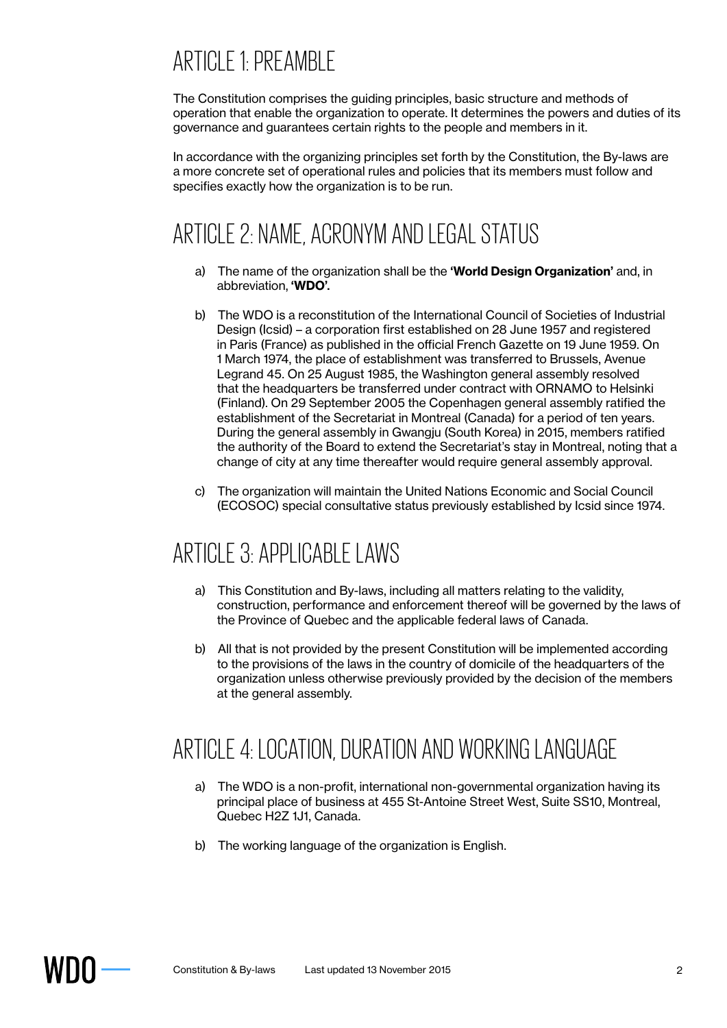# ARTICLE 1: PREAMBLE

The Constitution comprises the guiding principles, basic structure and methods of operation that enable the organization to operate. It determines the powers and duties of its governance and guarantees certain rights to the people and members in it.

In accordance with the organizing principles set forth by the Constitution, the By-laws are a more concrete set of operational rules and policies that its members must follow and specifies exactly how the organization is to be run.

# ARTICLE 2: NAME, ACRONYM AND LEGAL STATUS

a) The name of the organization shall be the **'World Design Organization'** and, in abbreviation, **'WDO'.**

b) The WDO is a reconstitution of the International Council of Societies of Industrial Design (Icsid) – a corporation first established on 28 June 1957 and registered in Paris (France) as published in the official French Gazette on 19 June 1959. On 1 March 1974, the place of establishment was transferred to Brussels, Avenue Legrand 45. On 25 August 1985, the Washington general assembly resolved that the headquarters be transferred under contract with ORNAMO to Helsinki (Finland). On 29 September 2005 the Copenhagen general assembly ratified the establishment of the Secretariat in Montreal (Canada) for a period of ten years. During the general assembly in Gwangju (South Korea) in 2015, members ratified the authority of the Board to extend the Secretariat's stay in Montreal, noting that a change of city at any time thereafter would require general assembly approval.

c) The organization will maintain the United Nations Economic and Social Council (ECOSOC) special consultative status previously established by Icsid since 1974.

# ARTICLE 3: APPLICABLE LAWS

a) This Constitution and By-laws, including all matters relating to the validity, construction, performance and enforcement thereof will be governed by the laws of the Province of Quebec and the applicable federal laws of Canada.

b) All that is not provided by the present Constitution will be implemented according to the provisions of the laws in the country of domicile of the headquarters of the organization unless otherwise previously provided by the decision of the members at the general assembly.

# ARTICLE 4: LOCATION, DURATION AND WORKING LANGUAGE

a) The WDO is a non-profit, international non-governmental organization having its principal place of business at 455 St-Antoine Street West, Suite SS10, Montreal, Quebec H2Z 1J1, Canada.

b) The working language of the organization is English.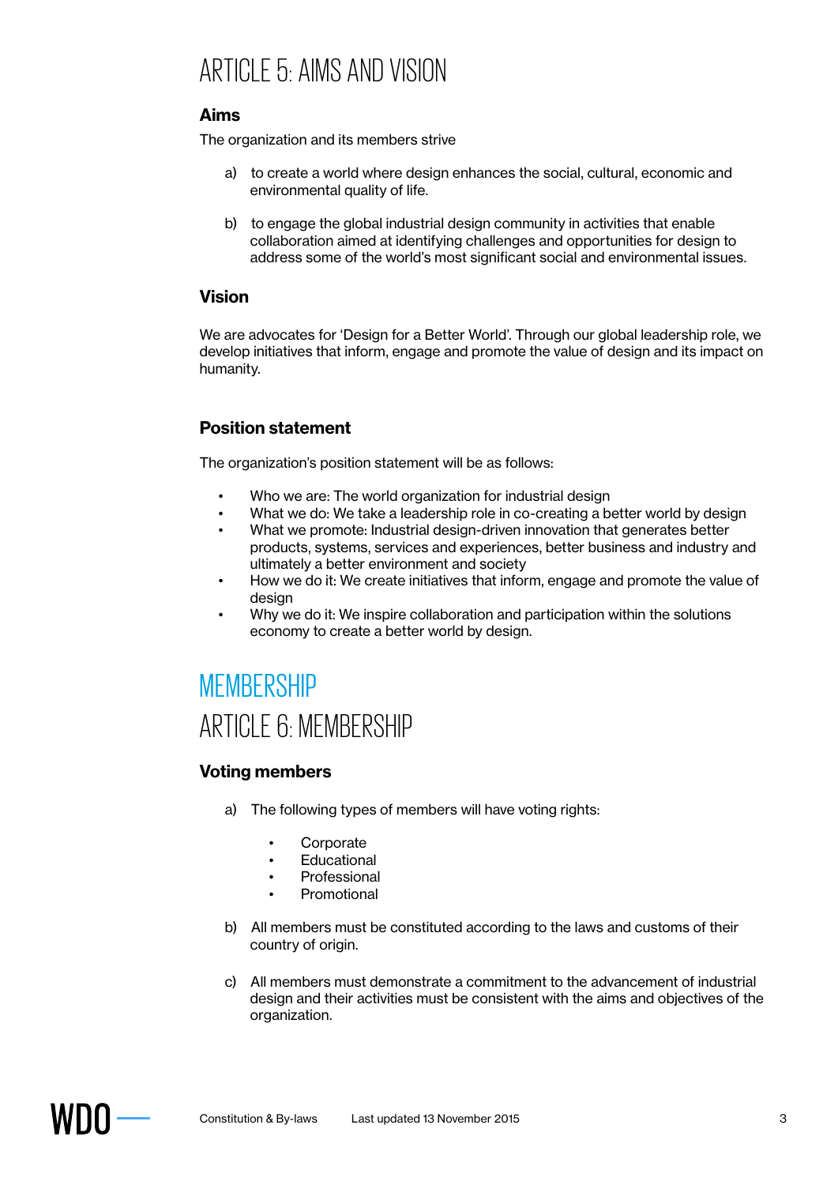# ARTICLE 5: AIMS AND VISION

### Aims

The organization and its members strive

a) to create a world where design enhances the social, cultural, economic and environmental quality of life.

b) to engage the global industrial design community in activities that enable collaboration aimed at identifying challenges and opportunities for design to address some of the world's most significant social and environmental issues.

### Vision

We are advocates for 'Design for a Better World'. Through our global leadership role, we develop initiatives that inform, engage and promote the value of design and its impact on humanity.

### Position statement

The organization's position statement will be as follows:

- Who we are: The world organization for industrial design
- What we do: We take a leadership role in co-creating a better world by design
- What we promote: Industrial design-driven innovation that generates better products, systems, services and experiences, better business and industry and ultimately a better environment and society
- How we do it: We create initiatives that inform, engage and promote the value of design
- Why we do it: We inspire collaboration and participation within the solutions economy to create a better world by design.

# MEMBERSHIP

# ARTICLE 6: MEMBERSHIP

### Voting members

a) The following types of members will have voting rights:

- Corporate
- Educational
- Professional
- Promotional

b) All members must be constituted according to the laws and customs of their country of origin.

c) All members must demonstrate a commitment to the advancement of industrial design and their activities must be consistent with the aims and objectives of the organization.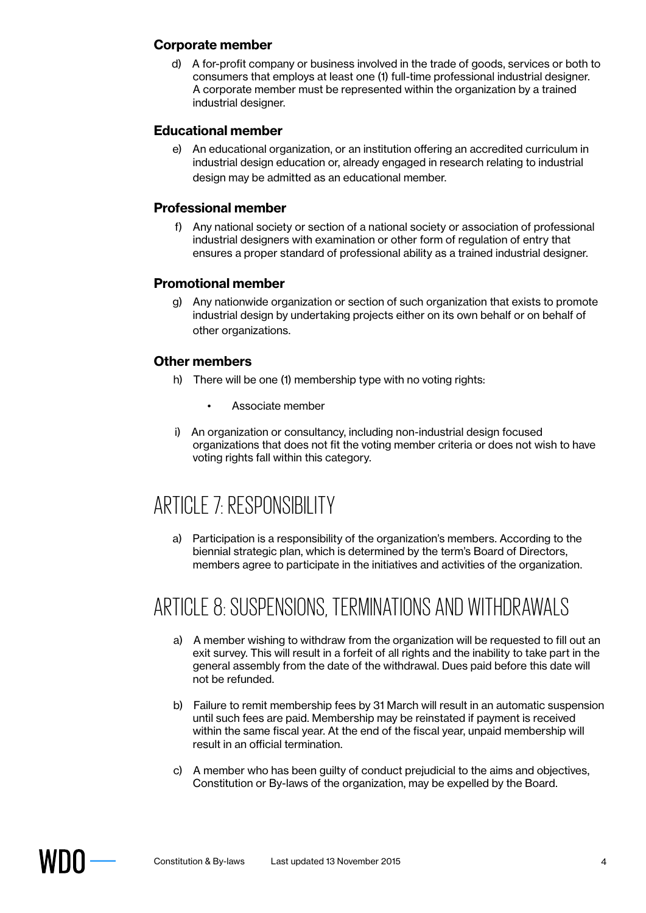### Corporate member

d) A for-profit company or business involved in the trade of goods, services or both to consumers that employs at least one (1) full-time professional industrial designer. A corporate member must be represented within the organization by a trained industrial designer.

### Educational member

e) An educational organization, or an institution offering an accredited curriculum in industrial design education or, already engaged in research relating to industrial design may be admitted as an educational member.

### Professional member

f) Any national society or section of a national society or association of professional industrial designers with examination or other form of regulation of entry that ensures a proper standard of professional ability as a trained industrial designer.

### Promotional member

g) Any nationwide organization or section of such organization that exists to promote industrial design by undertaking projects either on its own behalf or on behalf of other organizations.

### Other members

h) There will be one (1) membership type with no voting rights:

- Associate member

i) An organization or consultancy, including non-industrial design focused organizations that does not fit the voting member criteria or does not wish to have voting rights fall within this category.

# ARTICLE 7: RESPONSIBILITY

a) Participation is a responsibility of the organization's members. According to the biennial strategic plan, which is determined by the term's Board of Directors, members agree to participate in the initiatives and activities of the organization.

# ARTICLE 8: SUSPENSIONS, TERMINATIONS AND WITHDRAWALS

a) A member wishing to withdraw from the organization will be requested to fill out an exit survey. This will result in a forfeit of all rights and the inability to take part in the general assembly from the date of the withdrawal. Dues paid before this date will not be refunded.

b) Failure to remit membership fees by 31 March will result in an automatic suspension until such fees are paid. Membership may be reinstated if payment is received within the same fiscal year. At the end of the fiscal year, unpaid membership will result in an official termination.

c) A member who has been guilty of conduct prejudicial to the aims and objectives, Constitution or By-laws of the organization, may be expelled by the Board.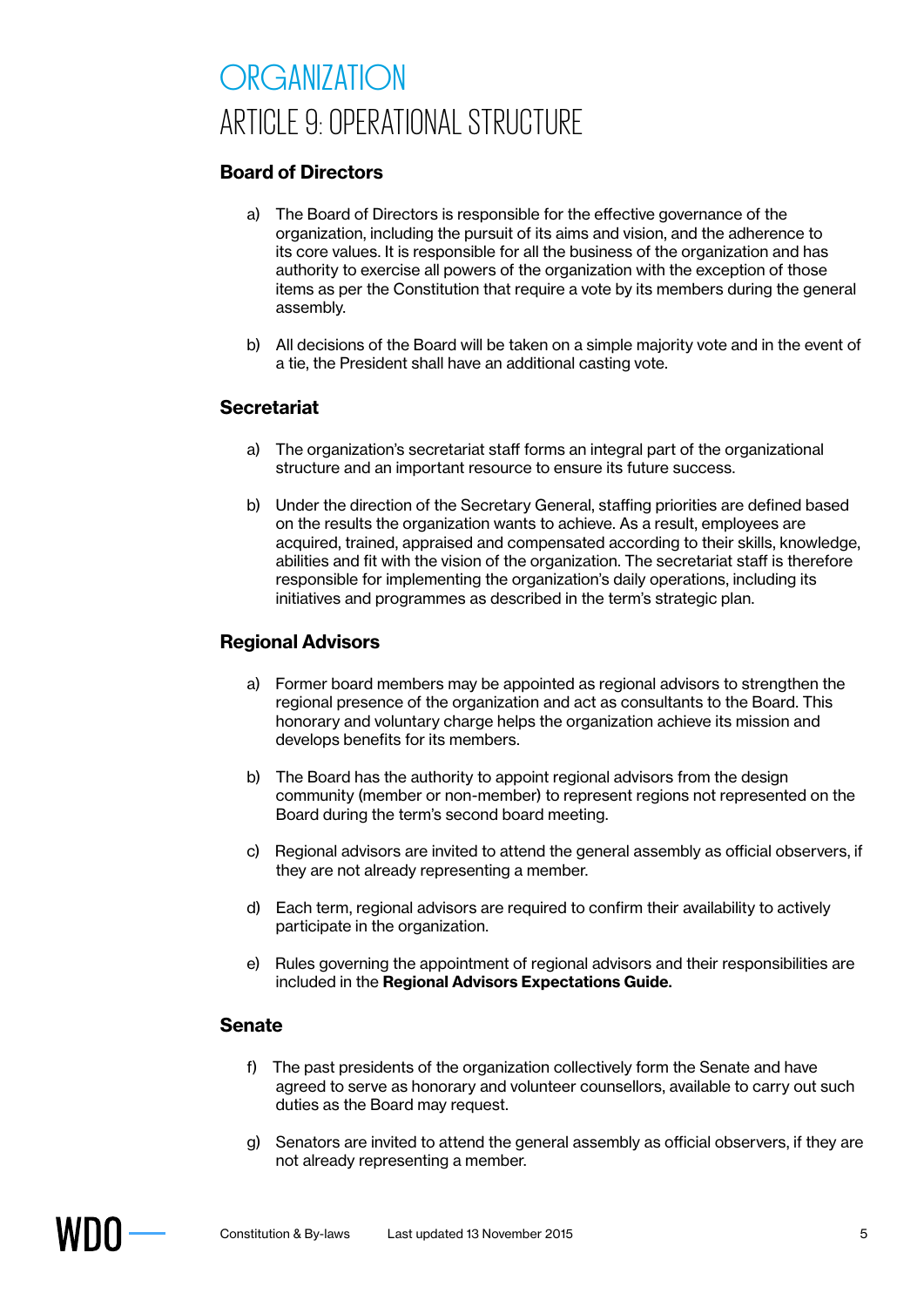# ORGANIZATION

## ARTICLE 9: OPERATIONAL STRUCTURE

### Board of Directors

a) The Board of Directors is responsible for the effective governance of the organization, including the pursuit of its aims and vision, and the adherence to its core values. It is responsible for all the business of the organization and has authority to exercise all powers of the organization with the exception of those items as per the Constitution that require a vote by its members during the general assembly.

b) All decisions of the Board will be taken on a simple majority vote and in the event of a tie, the President shall have an additional casting vote.

### Secretariat

a) The organization's secretariat staff forms an integral part of the organizational structure and an important resource to ensure its future success.

b) Under the direction of the Secretary General, staffing priorities are defined based on the results the organization wants to achieve. As a result, employees are acquired, trained, appraised and compensated according to their skills, knowledge, abilities and fit with the vision of the organization. The secretariat staff is therefore responsible for implementing the organization's daily operations, including its initiatives and programmes as described in the term's strategic plan.

### Regional Advisors

a) Former board members may be appointed as regional advisors to strengthen the regional presence of the organization and act as consultants to the Board. This honorary and voluntary charge helps the organization achieve its mission and develops benefits for its members.

b) The Board has the authority to appoint regional advisors from the design community (member or non-member) to represent regions not represented on the Board during the term's second board meeting.

c) Regional advisors are invited to attend the general assembly as official observers, if they are not already representing a member.

d) Each term, regional advisors are required to confirm their availability to actively participate in the organization.

e) Rules governing the appointment of regional advisors and their responsibilities are included in the **Regional Advisors Expectations Guide.**

### Senate

f) The past presidents of the organization collectively form the Senate and have agreed to serve as honorary and volunteer counsellors, available to carry out such duties as the Board may request.

g) Senators are invited to attend the general assembly as official observers, if they are not already representing a member.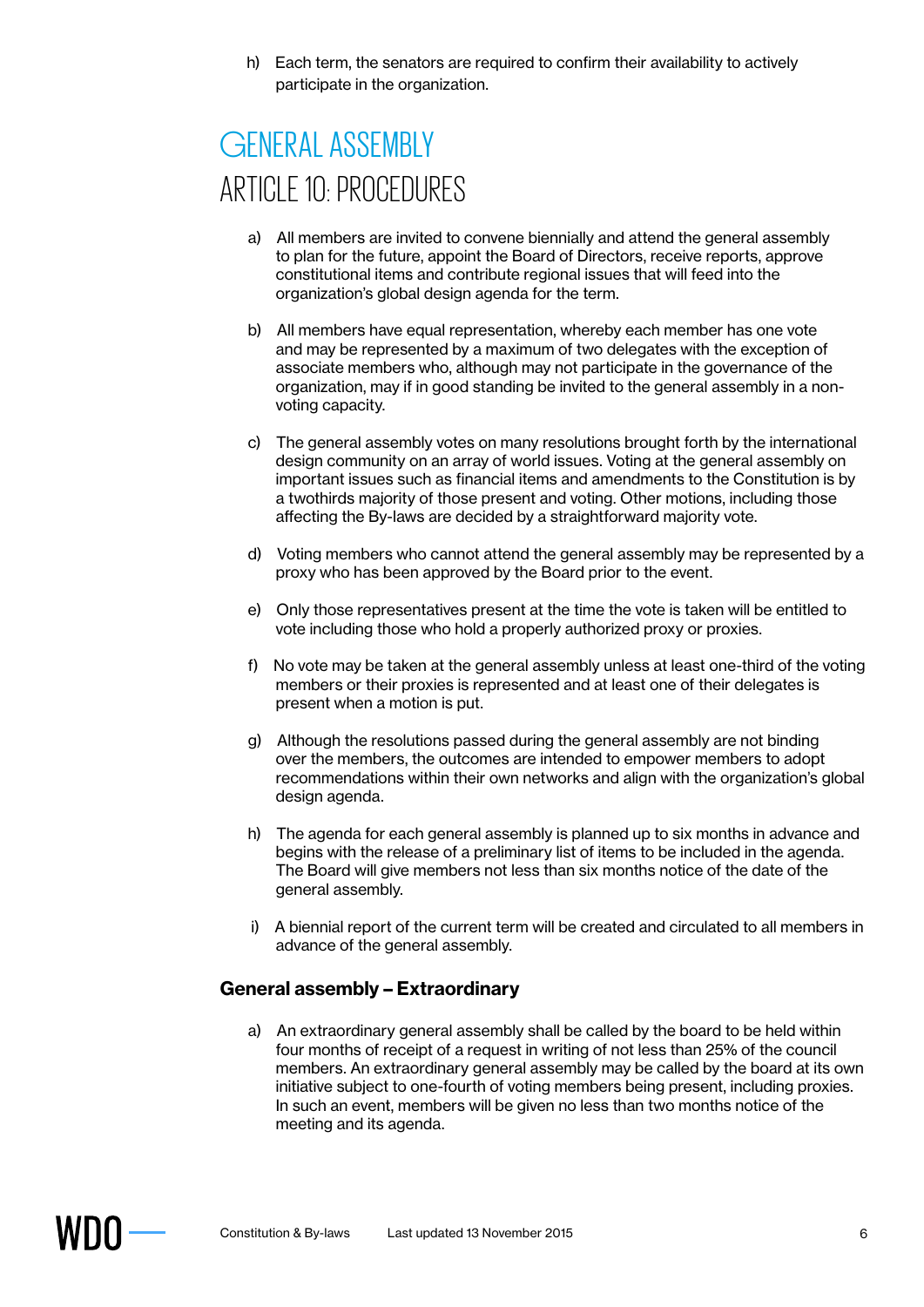h) Each term, the senators are required to confirm their availability to actively participate in the organization.

# GENERAL ASSEMBLY

## ARTICLE 10: PROCEDURES

a) All members are invited to convene biennially and attend the general assembly to plan for the future, appoint the Board of Directors, receive reports, approve constitutional items and contribute regional issues that will feed into the organization's global design agenda for the term.

b) All members have equal representation, whereby each member has one vote and may be represented by a maximum of two delegates with the exception of associate members who, although may not participate in the governance of the organization, may if in good standing be invited to the general assembly in a non-voting capacity.

c) The general assembly votes on many resolutions brought forth by the international design community on an array of world issues. Voting at the general assembly on important issues such as financial items and amendments to the Constitution is by a twothirds majority of those present and voting. Other motions, including those affecting the By-laws are decided by a straightforward majority vote.

d) Voting members who cannot attend the general assembly may be represented by a proxy who has been approved by the Board prior to the event.

e) Only those representatives present at the time the vote is taken will be entitled to vote including those who hold a properly authorized proxy or proxies.

f) No vote may be taken at the general assembly unless at least one-third of the voting members or their proxies is represented and at least one of their delegates is present when a motion is put.

g) Although the resolutions passed during the general assembly are not binding over the members, the outcomes are intended to empower members to adopt recommendations within their own networks and align with the organization's global design agenda.

h) The agenda for each general assembly is planned up to six months in advance and begins with the release of a preliminary list of items to be included in the agenda. The Board will give members not less than six months notice of the date of the general assembly.

i) A biennial report of the current term will be created and circulated to all members in advance of the general assembly.

### General assembly – Extraordinary

a) An extraordinary general assembly shall be called by the board to be held within four months of receipt of a request in writing of not less than 25% of the council members. An extraordinary general assembly may be called by the board at its own initiative subject to one-fourth of voting members being present, including proxies. In such an event, members will be given no less than two months notice of the meeting and its agenda.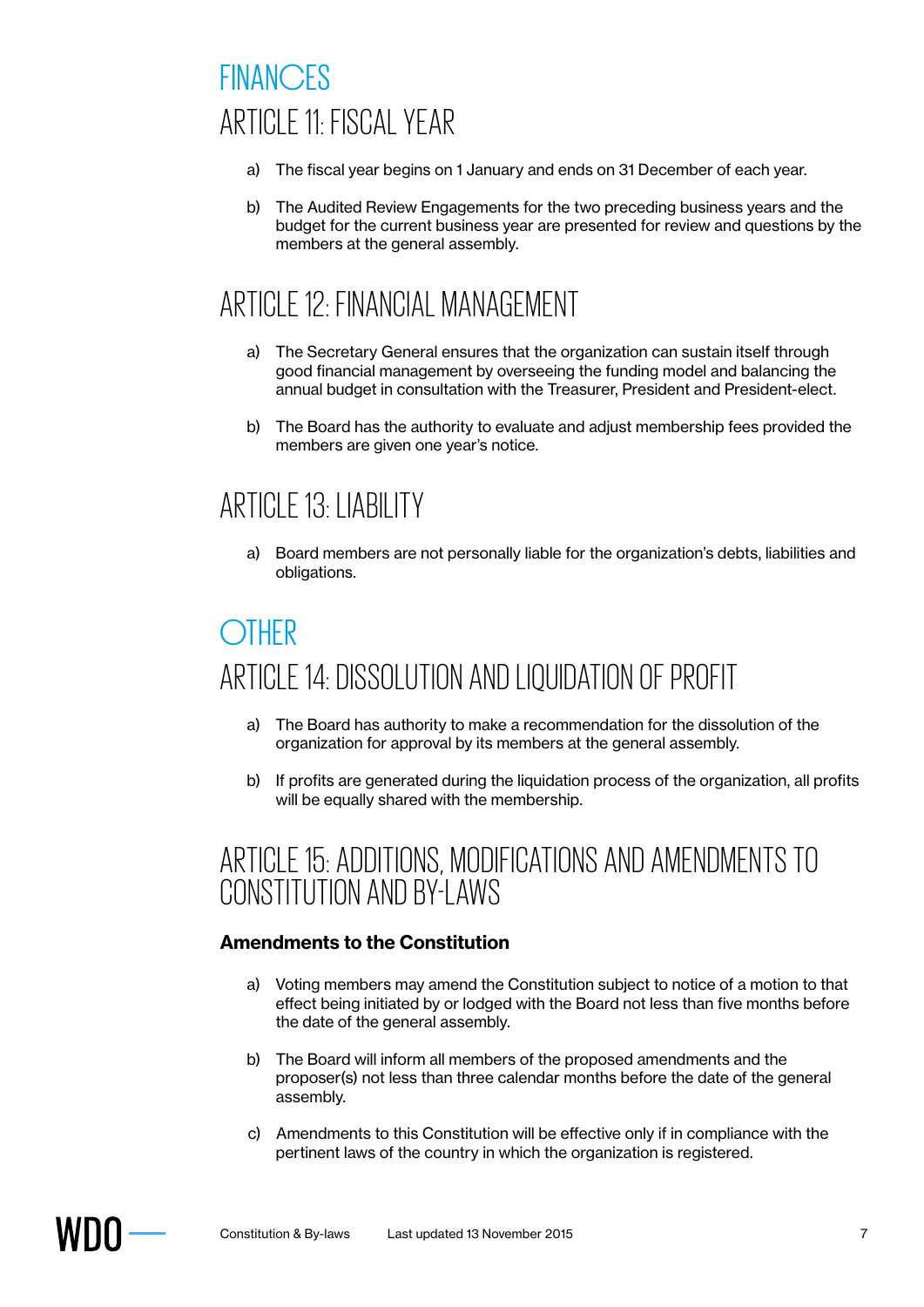# FINANCES

## ARTICLE 11: FISCAL YEAR

a) The fiscal year begins on 1 January and ends on 31 December of each year.

b) The Audited Review Engagements for the two preceding business years and the budget for the current business year are presented for review and questions by the members at the general assembly.

## ARTICLE 12: FINANCIAL MANAGEMENT

a) The Secretary General ensures that the organization can sustain itself through good financial management by overseeing the funding model and balancing the annual budget in consultation with the Treasurer, President and President-elect.

b) The Board has the authority to evaluate and adjust membership fees provided the members are given one year's notice.

## ARTICLE 13: LIABILITY

a) Board members are not personally liable for the organization's debts, liabilities and obligations.

# OTHER

## ARTICLE 14: DISSOLUTION AND LIQUIDATION OF PROFIT

a) The Board has authority to make a recommendation for the dissolution of the organization for approval by its members at the general assembly.

b) If profits are generated during the liquidation process of the organization, all profits will be equally shared with the membership.

## ARTICLE 15: ADDITIONS, MODIFICATIONS AND AMENDMENTS TO CONSTITUTION AND BY-LAWS

### Amendments to the Constitution

a) Voting members may amend the Constitution subject to notice of a motion to that effect being initiated by or lodged with the Board not less than five months before the date of the general assembly.

b) The Board will inform all members of the proposed amendments and the proposer(s) not less than three calendar months before the date of the general assembly.

c) Amendments to this Constitution will be effective only if in compliance with the pertinent laws of the country in which the organization is registered.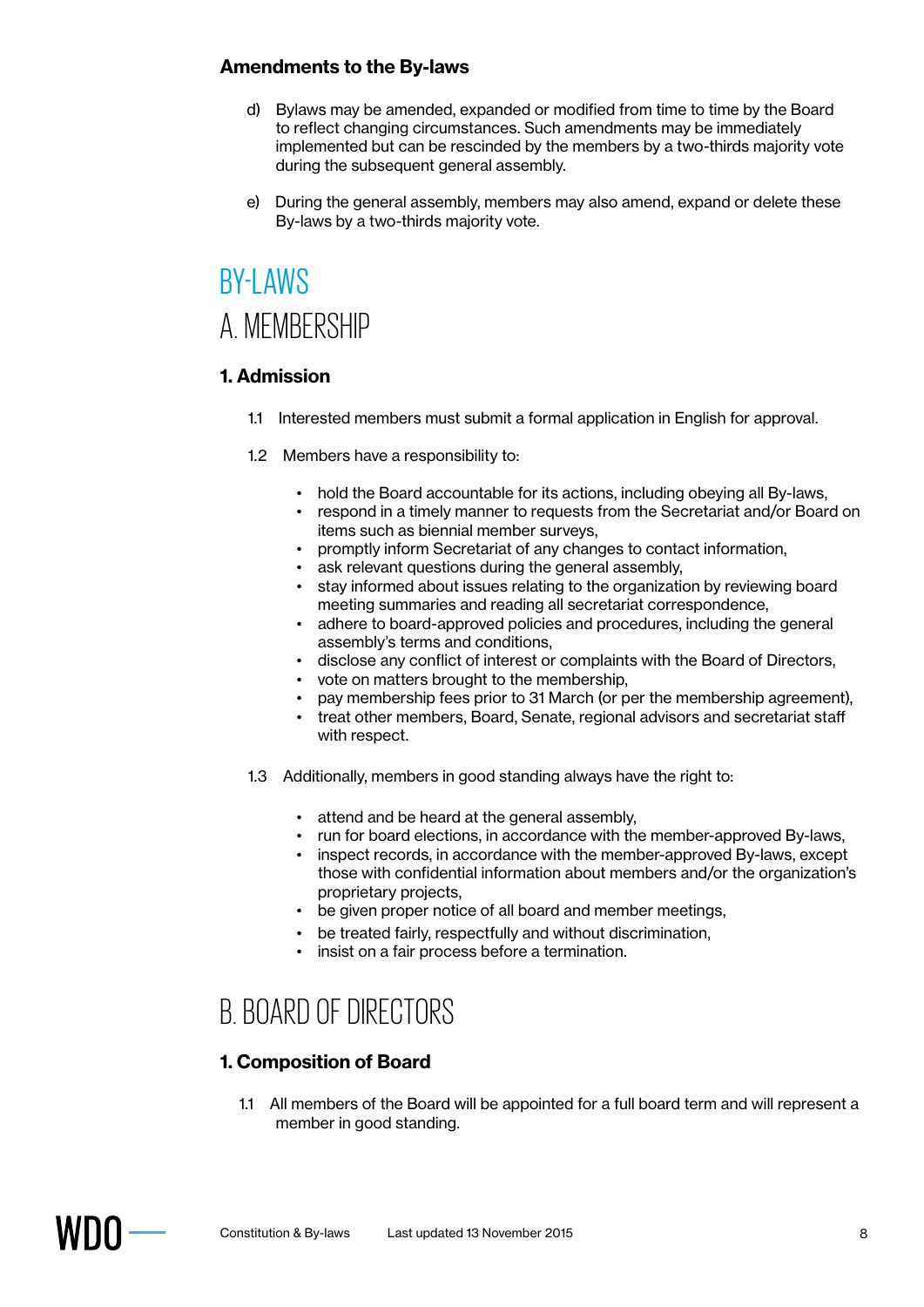### Amendments to the By-laws

d) Bylaws may be amended, expanded or modified from time to time by the Board to reflect changing circumstances. Such amendments may be immediately implemented but can be rescinded by the members by a two-thirds majority vote during the subsequent general assembly.

e) During the general assembly, members may also amend, expand or delete these By-laws by a two-thirds majority vote.

# BY-LAWS

## A. MEMBERSHIP

### 1. Admission

1.1 Interested members must submit a formal application in English for approval.

1.2 Members have a responsibility to:

- hold the Board accountable for its actions, including obeying all By-laws,
- respond in a timely manner to requests from the Secretariat and/or Board on items such as biennial member surveys,
- promptly inform Secretariat of any changes to contact information,
- ask relevant questions during the general assembly,
- stay informed about issues relating to the organization by reviewing board meeting summaries and reading all secretariat correspondence,
- adhere to board-approved policies and procedures, including the general assembly's terms and conditions,
- disclose any conflict of interest or complaints with the Board of Directors,
- vote on matters brought to the membership,
- pay membership fees prior to 31 March (or per the membership agreement),
- treat other members, Board, Senate, regional advisors and secretariat staff with respect.

1.3 Additionally, members in good standing always have the right to:

- attend and be heard at the general assembly,
- run for board elections, in accordance with the member-approved By-laws,
- inspect records, in accordance with the member-approved By-laws, except those with confidential information about members and/or the organization's proprietary projects,
- be given proper notice of all board and member meetings,
- be treated fairly, respectfully and without discrimination,
- insist on a fair process before a termination.

## B. BOARD OF DIRECTORS

### 1. Composition of Board

1.1 All members of the Board will be appointed for a full board term and will represent a member in good standing.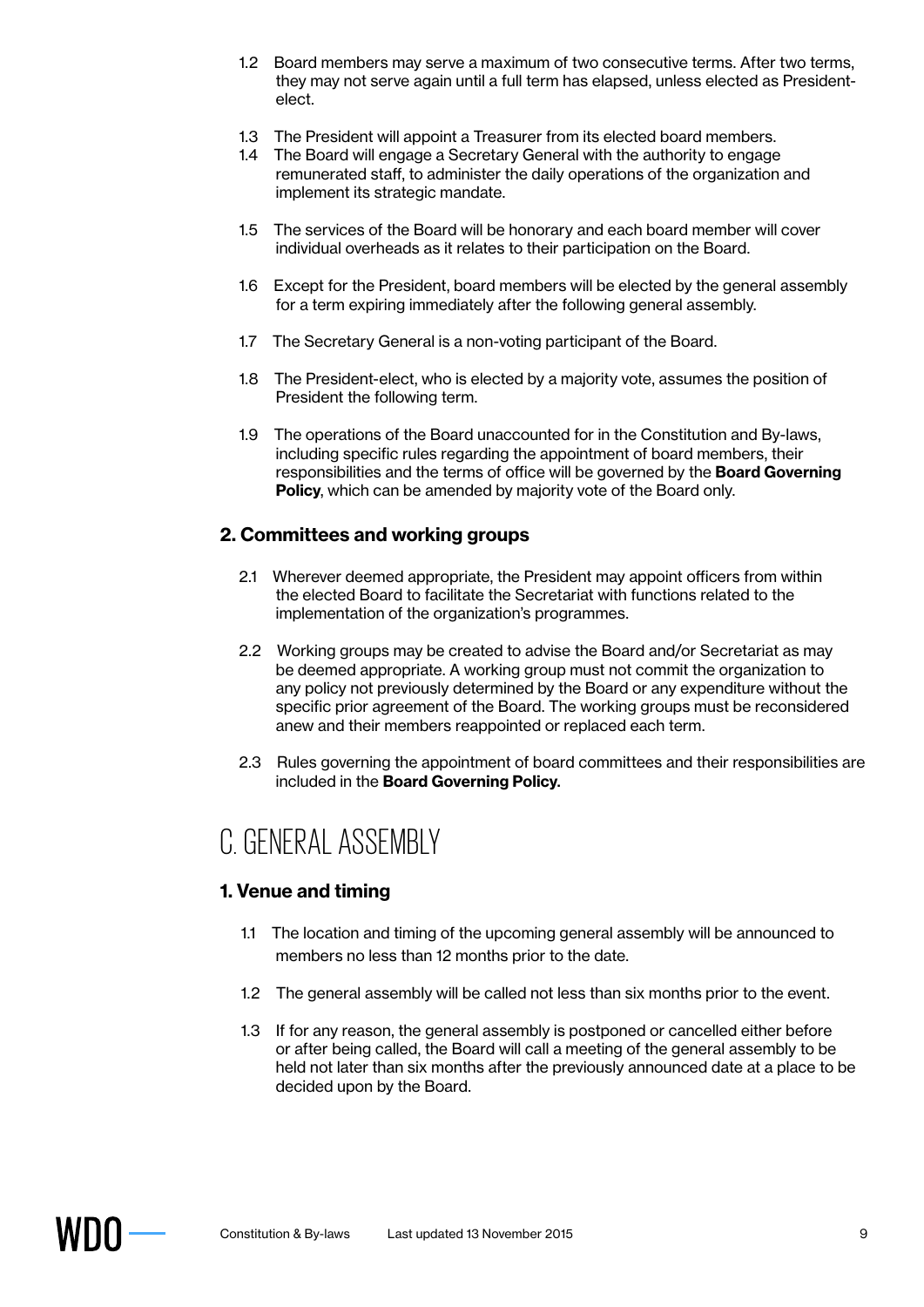1.2 Board members may serve a maximum of two consecutive terms. After two terms, they may not serve again until a full term has elapsed, unless elected as President-elect.

1.3 The President will appoint a Treasurer from its elected board members.

1.4 The Board will engage a Secretary General with the authority to engage remunerated staff, to administer the daily operations of the organization and implement its strategic mandate.

1.5 The services of the Board will be honorary and each board member will cover individual overheads as it relates to their participation on the Board.

1.6 Except for the President, board members will be elected by the general assembly for a term expiring immediately after the following general assembly.

1.7 The Secretary General is a non-voting participant of the Board.

1.8 The President-elect, who is elected by a majority vote, assumes the position of President the following term.

1.9 The operations of the Board unaccounted for in the Constitution and By-laws, including specific rules regarding the appointment of board members, their responsibilities and the terms of office will be governed by the **Board Governing Policy**, which can be amended by majority vote of the Board only.

### 2. Committees and working groups

2.1 Wherever deemed appropriate, the President may appoint officers from within the elected Board to facilitate the Secretariat with functions related to the implementation of the organization's programmes.

2.2 Working groups may be created to advise the Board and/or Secretariat as may be deemed appropriate. A working group must not commit the organization to any policy not previously determined by the Board or any expenditure without the specific prior agreement of the Board. The working groups must be reconsidered anew and their members reappointed or replaced each term.

2.3 Rules governing the appointment of board committees and their responsibilities are included in the **Board Governing Policy.**

## C. GENERAL ASSEMBLY

### 1. Venue and timing

1.1 The location and timing of the upcoming general assembly will be announced to members no less than 12 months prior to the date.

1.2 The general assembly will be called not less than six months prior to the event.

1.3 If for any reason, the general assembly is postponed or cancelled either before or after being called, the Board will call a meeting of the general assembly to be held not later than six months after the previously announced date at a place to be decided upon by the Board.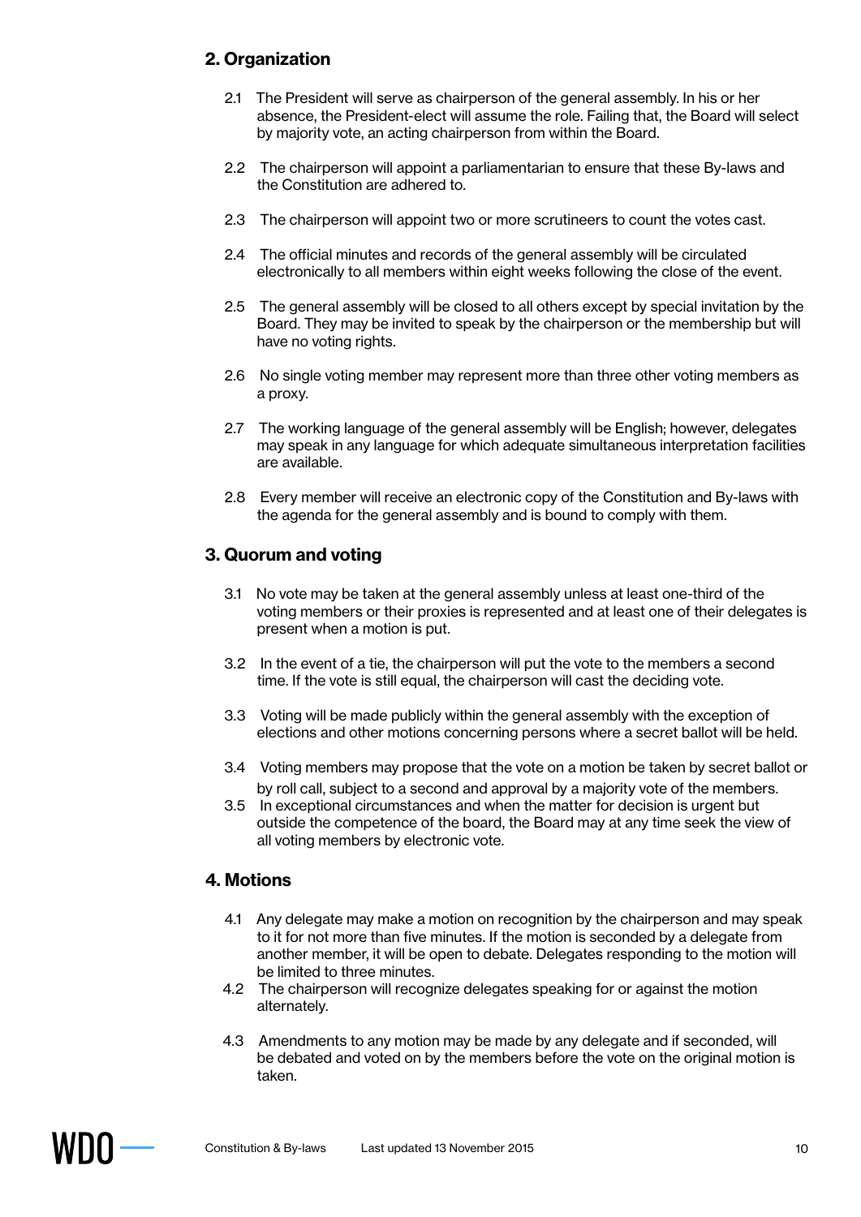## 2. Organization

2.1 The President will serve as chairperson of the general assembly. In his or her absence, the President-elect will assume the role. Failing that, the Board will select by majority vote, an acting chairperson from within the Board.

2.2 The chairperson will appoint a parliamentarian to ensure that these By-laws and the Constitution are adhered to.

2.3 The chairperson will appoint two or more scrutineers to count the votes cast.

2.4 The official minutes and records of the general assembly will be circulated electronically to all members within eight weeks following the close of the event.

2.5 The general assembly will be closed to all others except by special invitation by the Board. They may be invited to speak by the chairperson or the membership but will have no voting rights.

2.6 No single voting member may represent more than three other voting members as a proxy.

2.7 The working language of the general assembly will be English; however, delegates may speak in any language for which adequate simultaneous interpretation facilities are available.

2.8 Every member will receive an electronic copy of the Constitution and By-laws with the agenda for the general assembly and is bound to comply with them.

## 3. Quorum and voting

3.1 No vote may be taken at the general assembly unless at least one-third of the voting members or their proxies is represented and at least one of their delegates is present when a motion is put.

3.2 In the event of a tie, the chairperson will put the vote to the members a second time. If the vote is still equal, the chairperson will cast the deciding vote.

3.3 Voting will be made publicly within the general assembly with the exception of elections and other motions concerning persons where a secret ballot will be held.

3.4 Voting members may propose that the vote on a motion be taken by secret ballot or by roll call, subject to a second and approval by a majority vote of the members.

3.5 In exceptional circumstances and when the matter for decision is urgent but outside the competence of the board, the Board may at any time seek the view of all voting members by electronic vote.

## 4. Motions

4.1 Any delegate may make a motion on recognition by the chairperson and may speak to it for not more than five minutes. If the motion is seconded by a delegate from another member, it will be open to debate. Delegates responding to the motion will be limited to three minutes.

4.2 The chairperson will recognize delegates speaking for or against the motion alternately.

4.3 Amendments to any motion may be made by any delegate and if seconded, will be debated and voted on by the members before the vote on the original motion is taken.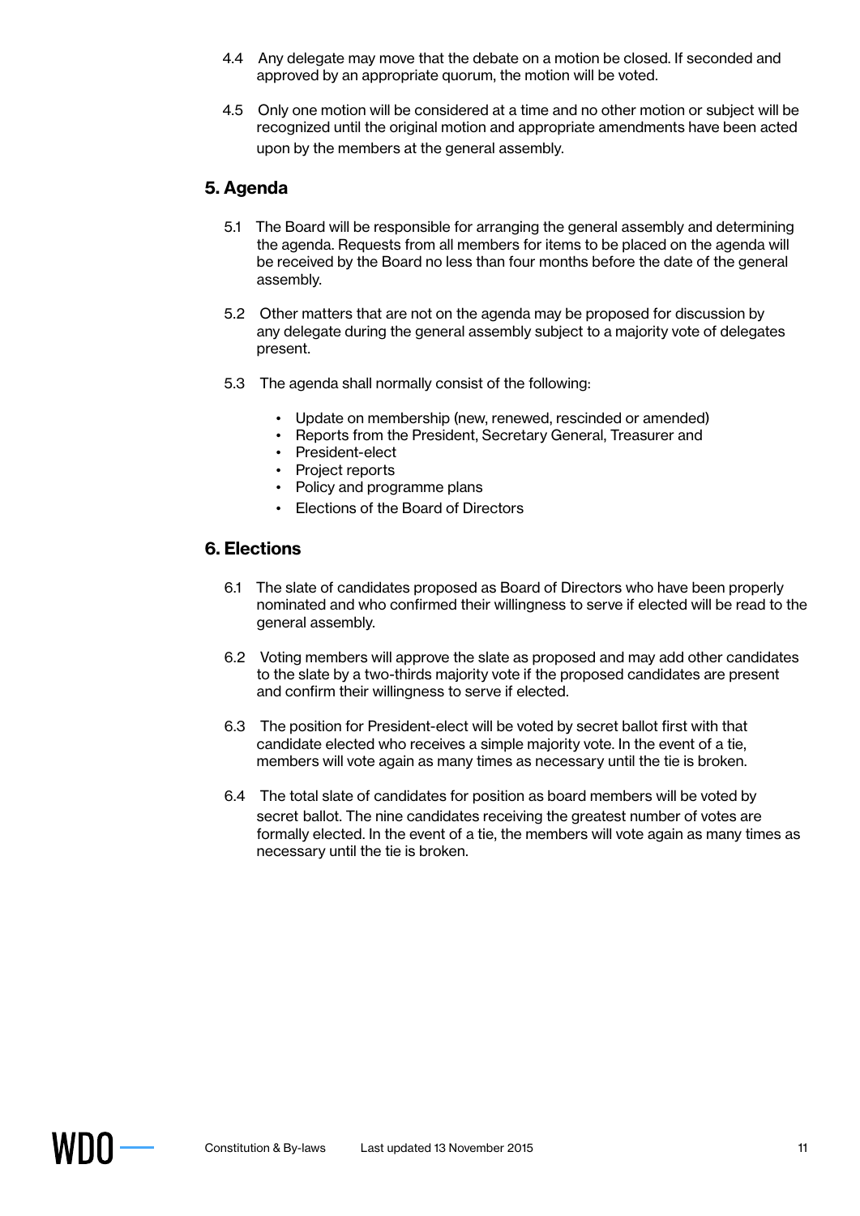4.4 Any delegate may move that the debate on a motion be closed. If seconded and approved by an appropriate quorum, the motion will be voted.

4.5 Only one motion will be considered at a time and no other motion or subject will be recognized until the original motion and appropriate amendments have been acted upon by the members at the general assembly.

## 5. Agenda

5.1 The Board will be responsible for arranging the general assembly and determining the agenda. Requests from all members for items to be placed on the agenda will be received by the Board no less than four months before the date of the general assembly.

5.2 Other matters that are not on the agenda may be proposed for discussion by any delegate during the general assembly subject to a majority vote of delegates present.

5.3 The agenda shall normally consist of the following:

- Update on membership (new, renewed, rescinded or amended)
- Reports from the President, Secretary General, Treasurer and
- President-elect
- Project reports
- Policy and programme plans
- Elections of the Board of Directors

## 6. Elections

6.1 The slate of candidates proposed as Board of Directors who have been properly nominated and who confirmed their willingness to serve if elected will be read to the general assembly.

6.2 Voting members will approve the slate as proposed and may add other candidates to the slate by a two-thirds majority vote if the proposed candidates are present and confirm their willingness to serve if elected.

6.3 The position for President-elect will be voted by secret ballot first with that candidate elected who receives a simple majority vote. In the event of a tie, members will vote again as many times as necessary until the tie is broken.

6.4 The total slate of candidates for position as board members will be voted by secret ballot. The nine candidates receiving the greatest number of votes are formally elected. In the event of a tie, the members will vote again as many times as necessary until the tie is broken.